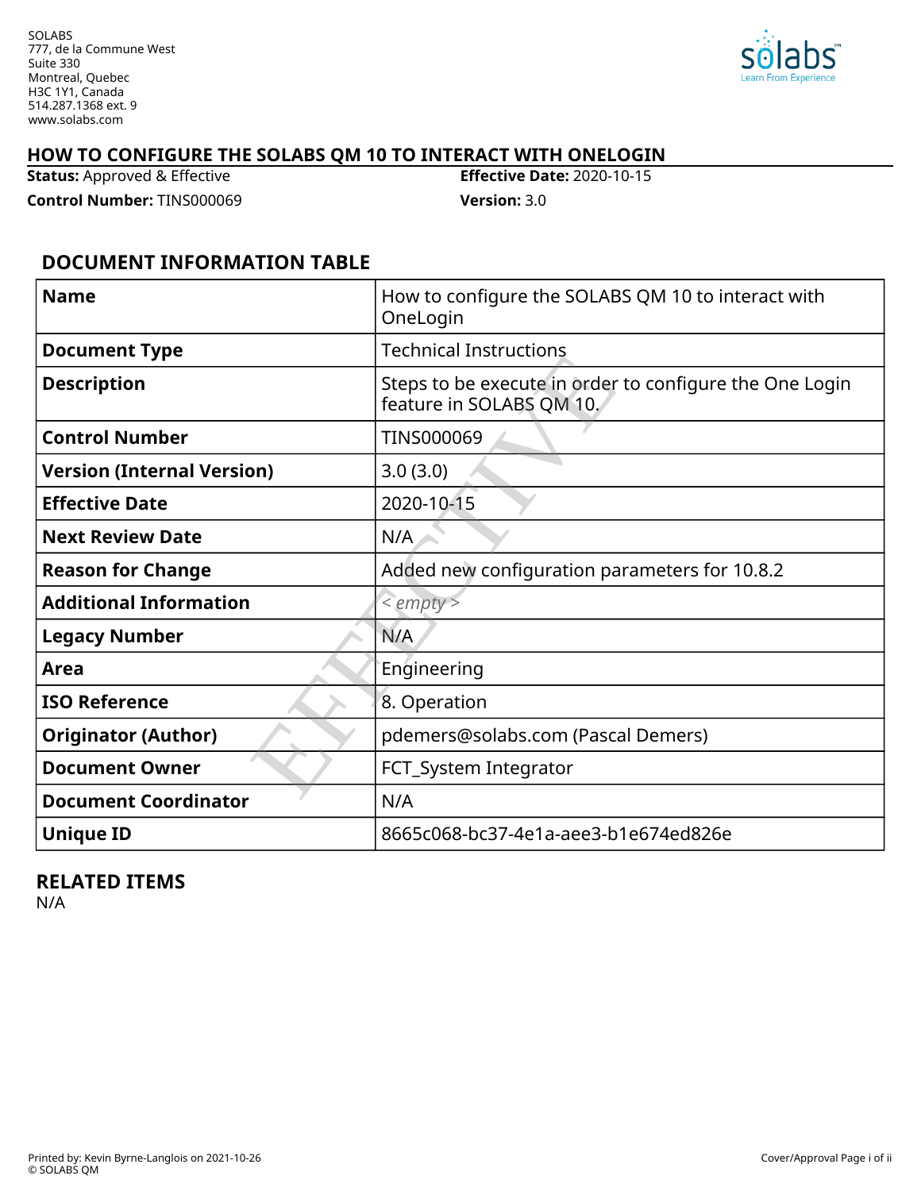SOLABS
777, de la Commune West
Suite 330
Montreal, Quebec
H3C 1Y1, Canada
514.287.1368 ext. 9
www.solabs.com

# HOW TO CONFIGURE THE SOLABS QM 10 TO INTERACT WITH ONELOGIN

**Status:** Approved & Effective
**Effective Date:** 2020-10-15
**Control Number:** TINS000069
**Version:** 3.0

## DOCUMENT INFORMATION TABLE

| | |
|---|---|
| **Name** | How to configure the SOLABS QM 10 to interact with OneLogin |
| **Document Type** | Technical Instructions |
| **Description** | Steps to be execute in order to configure the One Login feature in SOLABS QM 10. |
| **Control Number** | TINS000069 |
| **Version (Internal Version)** | 3.0 (3.0) |
| **Effective Date** | 2020-10-15 |
| **Next Review Date** | N/A |
| **Reason for Change** | Added new configuration parameters for 10.8.2 |
| **Additional Information** | *< empty >* |
| **Legacy Number** | N/A |
| **Area** | Engineering |
| **ISO Reference** | 8. Operation |
| **Originator (Author)** | pdemers@solabs.com (Pascal Demers) |
| **Document Owner** | FCT_System Integrator |
| **Document Coordinator** | N/A |
| **Unique ID** | 8665c068-bc37-4e1a-aee3-b1e674ed826e |

## RELATED ITEMS

N/A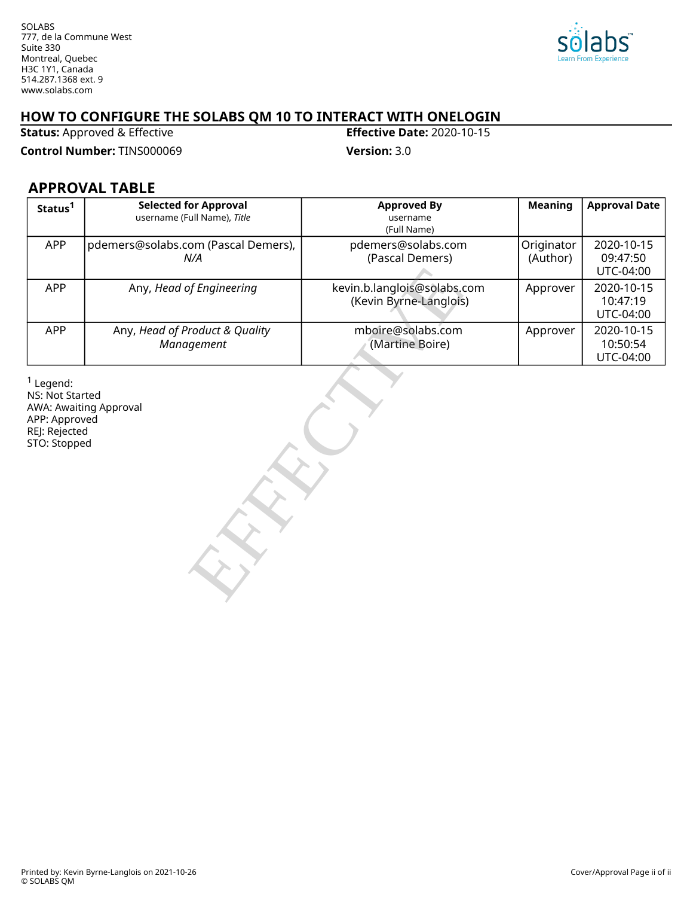SOLABS
777, de la Commune West
Suite 330
Montreal, Quebec
H3C 1Y1, Canada
514.287.1368 ext. 9
www.solabs.com

# HOW TO CONFIGURE THE SOLABS QM 10 TO INTERACT WITH ONELOGIN

**Status:** Approved & Effective **Effective Date:** 2020-10-15

**Control Number:** TINS000069 **Version:** 3.0

## APPROVAL TABLE

| Status[1] | Selected for Approval username (Full Name), *Title* | Approved By username (Full Name) | Meaning | Approval Date |
|---|---|---|---|---|
| APP | pdemers@solabs.com (Pascal Demers), *N/A* | pdemers@solabs.com (Pascal Demers) | Originator (Author) | 2020-10-15 09:47:50 UTC-04:00 |
| APP | Any, *Head of Engineering* | kevin.b.langlois@solabs.com (Kevin Byrne-Langlois) | Approver | 2020-10-15 10:47:19 UTC-04:00 |
| APP | Any, *Head of Product & Quality Management* | mboire@solabs.com (Martine Boire) | Approver | 2020-10-15 10:50:54 UTC-04:00 |

[1] Legend:
NS: Not Started
AWA: Awaiting Approval
APP: Approved
REJ: Rejected
STO: Stopped

Printed by: Kevin Byrne-Langlois on 2021-10-26
© SOLABS QM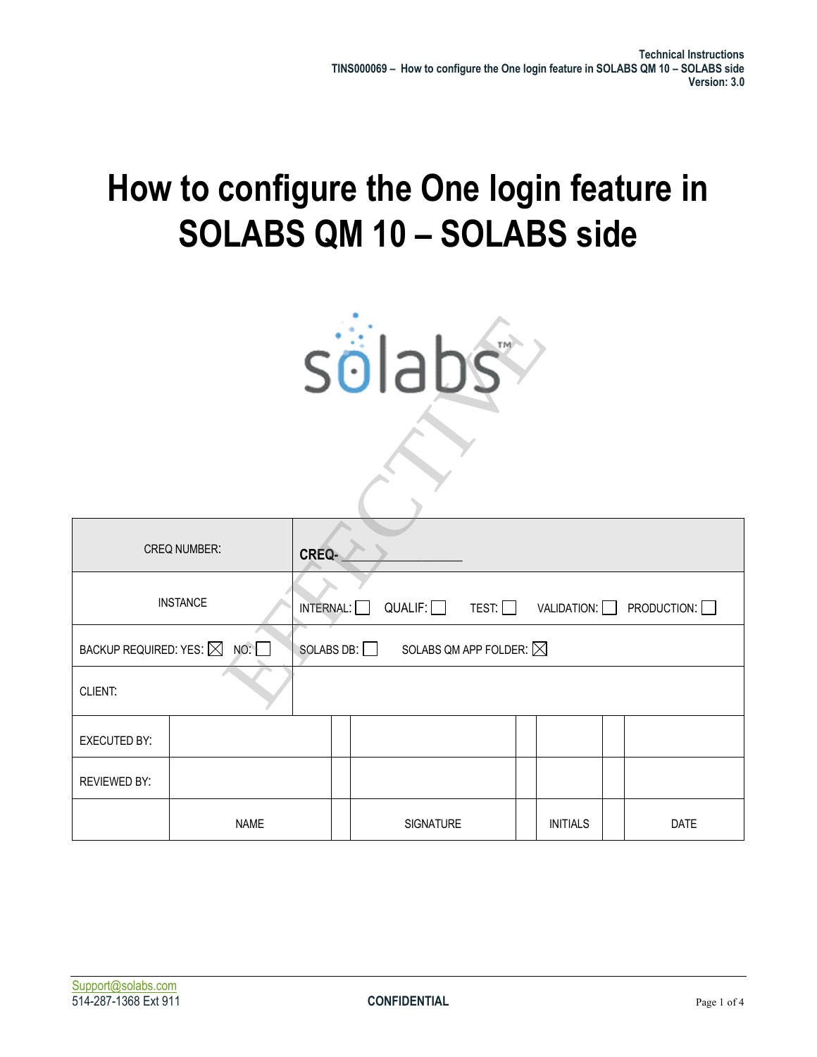# How to configure the One login feature in SOLABS QM 10 – SOLABS side

| CREQ NUMBER: | CREQ-_______________ | | | | | |
|---|---|---|---|---|---|---|
| INSTANCE | INTERNAL: ☐ QUALIF: ☐ TEST: ☐ VALIDATION: ☐ PRODUCTION: ☐ | | | | | |
| BACKUP REQUIRED: YES: ☒ NO: ☐ | SOLABS DB: ☐ SOLABS QM APP FOLDER: ☒ | | | | | |
| CLIENT: | | | | | | |
| EXECUTED BY: | | | | | | |
| REVIEWED BY: | | | | | | |
| | NAME | | SIGNATURE | | INITIALS | DATE |

Support@solabs.com
514-287-1368 Ext 911

CONFIDENTIAL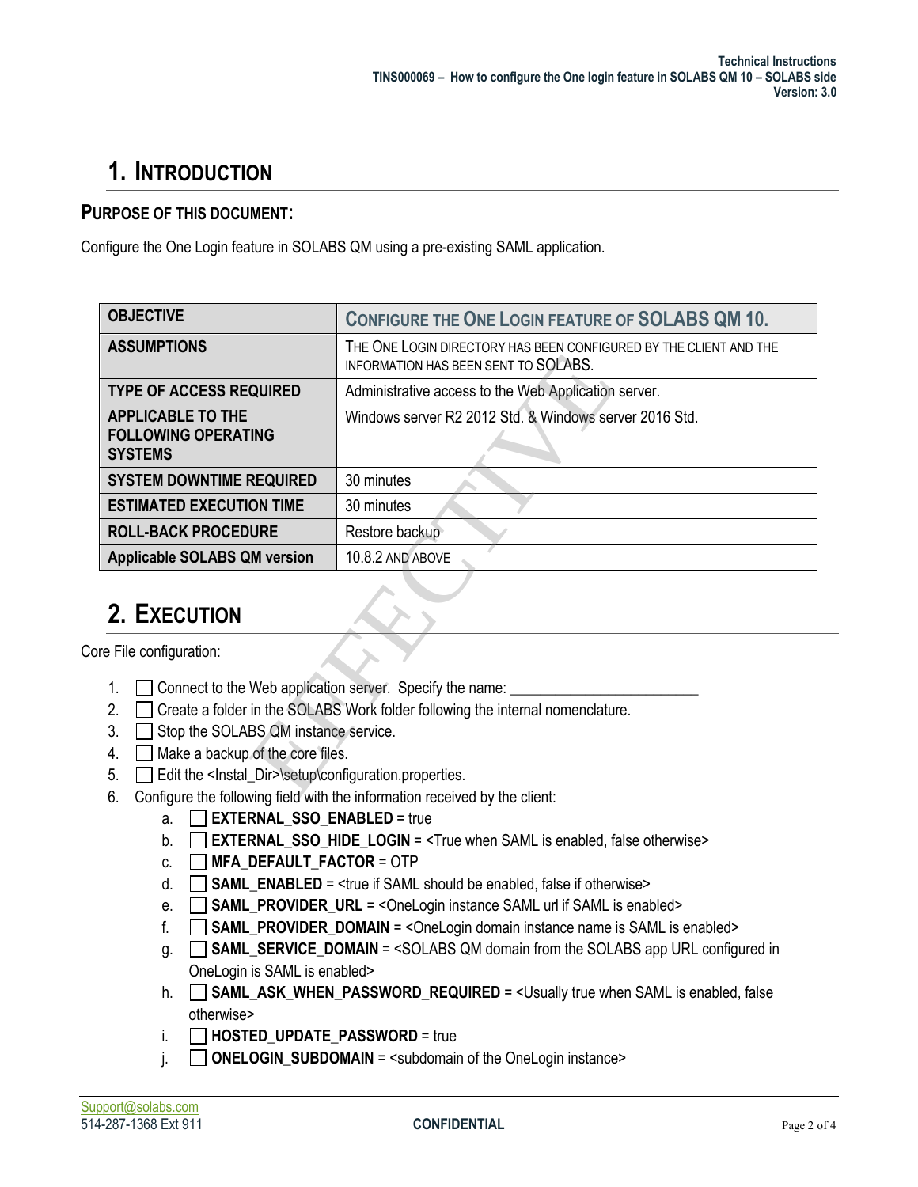# 1. Introduction

## Purpose of this document:

Configure the One Login feature in SOLABS QM using a pre-existing SAML application.

| **OBJECTIVE** | **CONFIGURE THE ONE LOGIN FEATURE OF SOLABS QM 10.** |
|---|---|
| **ASSUMPTIONS** | THE ONE LOGIN DIRECTORY HAS BEEN CONFIGURED BY THE CLIENT AND THE INFORMATION HAS BEEN SENT TO SOLABS. |
| **TYPE OF ACCESS REQUIRED** | Administrative access to the Web Application server. |
| **APPLICABLE TO THE FOLLOWING OPERATING SYSTEMS** | Windows server R2 2012 Std. & Windows server 2016 Std. |
| **SYSTEM DOWNTIME REQUIRED** | 30 minutes |
| **ESTIMATED EXECUTION TIME** | 30 minutes |
| **ROLL-BACK PROCEDURE** | Restore backup |
| **Applicable SOLABS QM version** | 10.8.2 AND ABOVE |

# 2. Execution

Core File configuration:

1. ☐ Connect to the Web application server. Specify the name: ________________________
2. ☐ Create a folder in the SOLABS Work folder following the internal nomenclature.
3. ☐ Stop the SOLABS QM instance service.
4. ☐ Make a backup of the core files.
5. ☐ Edit the <Instal_Dir>\setup\configuration.properties.
6. Configure the following field with the information received by the client:
   a. ☐ **EXTERNAL_SSO_ENABLED** = true
   b. ☐ **EXTERNAL_SSO_HIDE_LOGIN** = <True when SAML is enabled, false otherwise>
   c. ☐ **MFA_DEFAULT_FACTOR** = OTP
   d. ☐ **SAML_ENABLED** = <true if SAML should be enabled, false if otherwise>
   e. ☐ **SAML_PROVIDER_URL** = <OneLogin instance SAML url if SAML is enabled>
   f. ☐ **SAML_PROVIDER_DOMAIN** = <OneLogin domain instance name is SAML is enabled>
   g. ☐ **SAML_SERVICE_DOMAIN** = <SOLABS QM domain from the SOLABS app URL configured in OneLogin is SAML is enabled>
   h. ☐ **SAML_ASK_WHEN_PASSWORD_REQUIRED** = <Usually true when SAML is enabled, false otherwise>
   i. ☐ **HOSTED_UPDATE_PASSWORD** = true
   j. ☐ **ONELOGIN_SUBDOMAIN** = <subdomain of the OneLogin instance>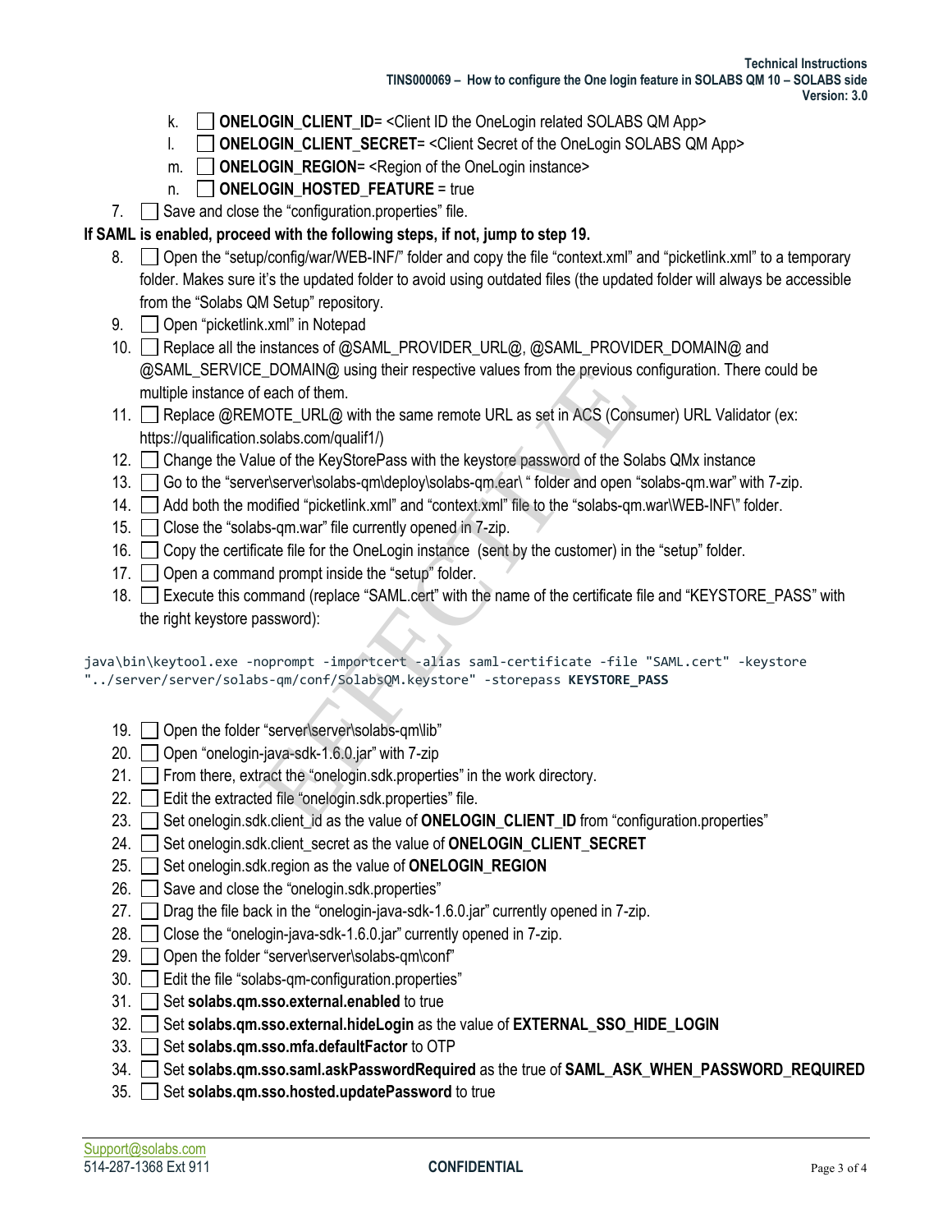k. ☐ **ONELOGIN_CLIENT_ID**= <Client ID the OneLogin related SOLABS QM App>

l. ☐ **ONELOGIN_CLIENT_SECRET**= <Client Secret of the OneLogin SOLABS QM App>

m. ☐ **ONELOGIN_REGION**= <Region of the OneLogin instance>

n. ☐ **ONELOGIN_HOSTED_FEATURE** = true

7. ☐ Save and close the "configuration.properties" file.

**If SAML is enabled, proceed with the following steps, if not, jump to step 19.**

8. ☐ Open the "setup/config/war/WEB-INF/" folder and copy the file "context.xml" and "picketlink.xml" to a temporary folder. Makes sure it's the updated folder to avoid using outdated files (the updated folder will always be accessible from the "Solabs QM Setup" repository.
9. ☐ Open "picketlink.xml" in Notepad
10. ☐ Replace all the instances of @SAML_PROVIDER_URL@, @SAML_PROVIDER_DOMAIN@ and @SAML_SERVICE_DOMAIN@ using their respective values from the previous configuration. There could be multiple instance of each of them.
11. ☐ Replace @REMOTE_URL@ with the same remote URL as set in ACS (Consumer) URL Validator (ex: https://qualification.solabs.com/qualif1/)
12. ☐ Change the Value of the KeyStorePass with the keystore password of the Solabs QMx instance
13. ☐ Go to the "server\server\solabs-qm\deploy\solabs-qm.ear\ " folder and open "solabs-qm.war" with 7-zip.
14. ☐ Add both the modified "picketlink.xml" and "context.xml" file to the "solabs-qm.war\WEB-INF\" folder.
15. ☐ Close the "solabs-qm.war" file currently opened in 7-zip.
16. ☐ Copy the certificate file for the OneLogin instance (sent by the customer) in the "setup" folder.
17. ☐ Open a command prompt inside the "setup" folder.
18. ☐ Execute this command (replace "SAML.cert" with the name of the certificate file and "KEYSTORE_PASS" with the right keystore password):

```
java\bin\keytool.exe -noprompt -importcert -alias saml-certificate -file "SAML.cert" -keystore "../server/server/solabs-qm/conf/SolabsQM.keystore" -storepass KEYSTORE_PASS
```

19. ☐ Open the folder "server\server\solabs-qm\lib"
20. ☐ Open "onelogin-java-sdk-1.6.0.jar" with 7-zip
21. ☐ From there, extract the "onelogin.sdk.properties" in the work directory.
22. ☐ Edit the extracted file "onelogin.sdk.properties" file.
23. ☐ Set onelogin.sdk.client_id as the value of **ONELOGIN_CLIENT_ID** from "configuration.properties"
24. ☐ Set onelogin.sdk.client_secret as the value of **ONELOGIN_CLIENT_SECRET**
25. ☐ Set onelogin.sdk.region as the value of **ONELOGIN_REGION**
26. ☐ Save and close the "onelogin.sdk.properties"
27. ☐ Drag the file back in the "onelogin-java-sdk-1.6.0.jar" currently opened in 7-zip.
28. ☐ Close the "onelogin-java-sdk-1.6.0.jar" currently opened in 7-zip.
29. ☐ Open the folder "server\server\solabs-qm\conf"
30. ☐ Edit the file "solabs-qm-configuration.properties"
31. ☐ Set **solabs.qm.sso.external.enabled** to true
32. ☐ Set **solabs.qm.sso.external.hideLogin** as the value of **EXTERNAL_SSO_HIDE_LOGIN**
33. ☐ Set **solabs.qm.sso.mfa.defaultFactor** to OTP
34. ☐ Set **solabs.qm.sso.saml.askPasswordRequired** as the true of **SAML_ASK_WHEN_PASSWORD_REQUIRED**
35. ☐ Set **solabs.qm.sso.hosted.updatePassword** to true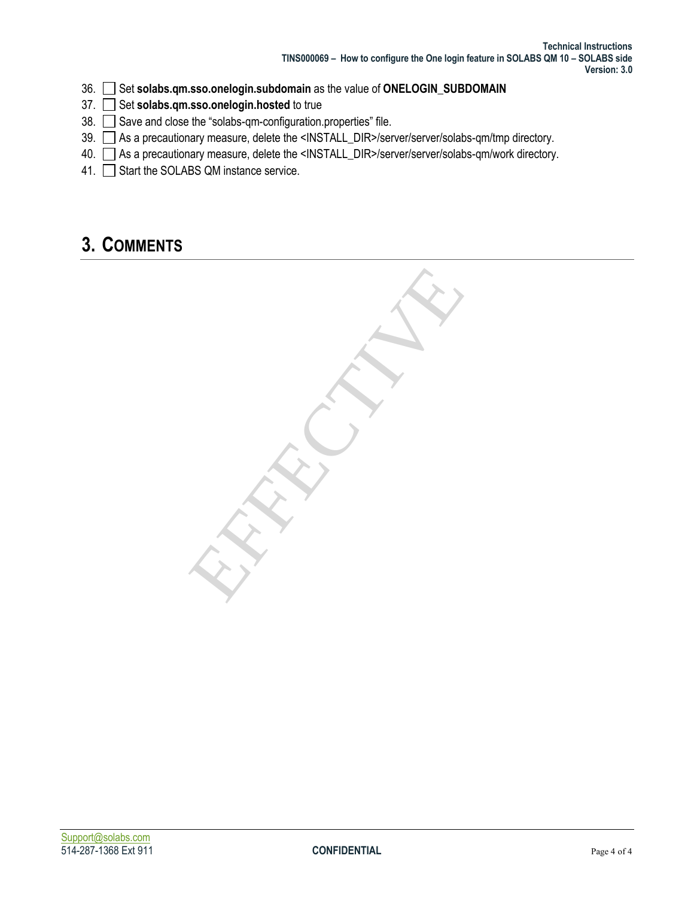36. ☐ Set **solabs.qm.sso.onelogin.subdomain** as the value of **ONELOGIN_SUBDOMAIN**
37. ☐ Set **solabs.qm.sso.onelogin.hosted** to true
38. ☐ Save and close the "solabs-qm-configuration.properties" file.
39. ☐ As a precautionary measure, delete the <INSTALL_DIR>/server/server/solabs-qm/tmp directory.
40. ☐ As a precautionary measure, delete the <INSTALL_DIR>/server/server/solabs-qm/work directory.
41. ☐ Start the SOLABS QM instance service.

# 3. Comments